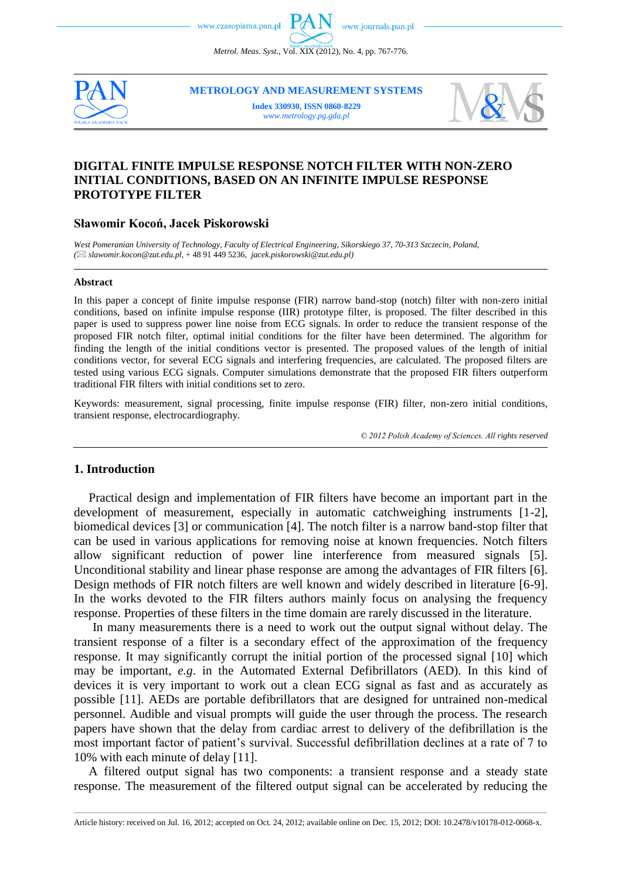# DIGITAL FINITE IMPULSE RESPONSE NOTCH FILTER WITH NON-ZERO INITIAL CONDITIONS, BASED ON AN INFINITE IMPULSE RESPONSE PROTOTYPE FILTER

**Sławomir Kocoń, Jacek Piskorowski**

*West Pomeranian University of Technology, Faculty of Electrical Engineering, Sikorskiego 37, 70-313 Szczecin, Poland, (✉ slawomir.kocon@zut.edu.pl, + 48 91 449 5236, jacek.piskorowski@zut.edu.pl)*

---

**Abstract**

In this paper a concept of finite impulse response (FIR) narrow band-stop (notch) filter with non-zero initial conditions, based on infinite impulse response (IIR) prototype filter, is proposed. The filter described in this paper is used to suppress power line noise from ECG signals. In order to reduce the transient response of the proposed FIR notch filter, optimal initial conditions for the filter have been determined. The algorithm for finding the length of the initial conditions vector is presented. The proposed values of the length of initial conditions vector, for several ECG signals and interfering frequencies, are calculated. The proposed filters are tested using various ECG signals. Computer simulations demonstrate that the proposed FIR filters outperform traditional FIR filters with initial conditions set to zero.

Keywords: measurement, signal processing, finite impulse response (FIR) filter, non-zero initial conditions, transient response, electrocardiography.

*© 2012 Polish Academy of Sciences. All rights reserved*

---

## 1. Introduction

Practical design and implementation of FIR filters have become an important part in the development of measurement, especially in automatic catchweighing instruments [1-2], biomedical devices [3] or communication [4]. The notch filter is a narrow band-stop filter that can be used in various applications for removing noise at known frequencies. Notch filters allow significant reduction of power line interference from measured signals [5]. Unconditional stability and linear phase response are among the advantages of FIR filters [6]. Design methods of FIR notch filters are well known and widely described in literature [6-9]. In the works devoted to the FIR filters authors mainly focus on analysing the frequency response. Properties of these filters in the time domain are rarely discussed in the literature.

In many measurements there is a need to work out the output signal without delay. The transient response of a filter is a secondary effect of the approximation of the frequency response. It may significantly corrupt the initial portion of the processed signal [10] which may be important, *e.g*. in the Automated External Defibrillators (AED). In this kind of devices it is very important to work out a clean ECG signal as fast and as accurately as possible [11]. AEDs are portable defibrillators that are designed for untrained non-medical personnel. Audible and visual prompts will guide the user through the process. The research papers have shown that the delay from cardiac arrest to delivery of the defibrillation is the most important factor of patient's survival. Successful defibrillation declines at a rate of 7 to 10% with each minute of delay [11].

A filtered output signal has two components: a transient response and a steady state response. The measurement of the filtered output signal can be accelerated by reducing the

---

Article history: received on Jul. 16, 2012; accepted on Oct. 24, 2012; available online on Dec. 15, 2012; DOI: 10.2478/v10178-012-0068-x.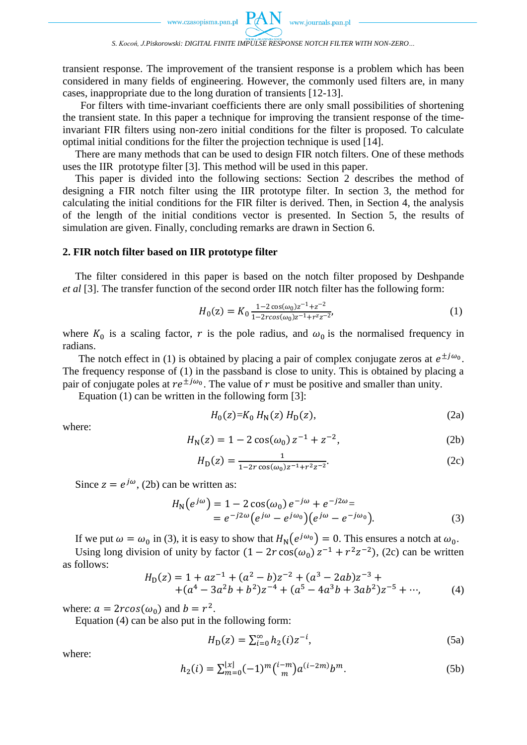transient response. The improvement of the transient response is a problem which has been considered in many fields of engineering. However, the commonly used filters are, in many cases, inappropriate due to the long duration of transients [12-13].

For filters with time-invariant coefficients there are only small possibilities of shortening the transient state. In this paper a technique for improving the transient response of the time-invariant FIR filters using non-zero initial conditions for the filter is proposed. To calculate optimal initial conditions for the filter the projection technique is used [14].

There are many methods that can be used to design FIR notch filters. One of these methods uses the IIR prototype filter [3]. This method will be used in this paper.

This paper is divided into the following sections: Section 2 describes the method of designing a FIR notch filter using the IIR prototype filter. In section 3, the method for calculating the initial conditions for the FIR filter is derived. Then, in Section 4, the analysis of the length of the initial conditions vector is presented. In Section 5, the results of simulation are given. Finally, concluding remarks are drawn in Section 6.

## 2. FIR notch filter based on IIR prototype filter

The filter considered in this paper is based on the notch filter proposed by Deshpande *et al* [3]. The transfer function of the second order IIR notch filter has the following form:

$$H_0(z) = K_0 \frac{1-2\cos(\omega_0)z^{-1}+z^{-2}}{1-2r\cos(\omega_0)z^{-1}+r^2z^{-2}}, \tag{1}$$

where $K_0$ is a scaling factor, $r$ is the pole radius, and $\omega_0$ is the normalised frequency in radians.

The notch effect in (1) is obtained by placing a pair of complex conjugate zeros at $e^{\pm j\omega_0}$. The frequency response of (1) in the passband is close to unity. This is obtained by placing a pair of conjugate poles at $re^{\pm j\omega_0}$. The value of $r$ must be positive and smaller than unity.

Equation (1) can be written in the following form [3]:

$$H_0(z) = K_0\, H_\mathrm{N}(z)\, H_\mathrm{D}(z), \tag{2a}$$

where:

$$H_\mathrm{N}(z) = 1 - 2\cos(\omega_0)\, z^{-1} + z^{-2}, \tag{2b}$$

$$H_\mathrm{D}(z) = \frac{1}{1-2r\cos(\omega_0)z^{-1}+r^2z^{-2}}. \tag{2c}$$

Since $z = e^{j\omega}$, (2b) can be written as:

$$\begin{aligned} H_\mathrm{N}\left(e^{j\omega}\right) &= 1 - 2\cos(\omega_0)\, e^{-j\omega} + e^{-j2\omega} = \\ &= e^{-j2\omega}\left(e^{j\omega} - e^{j\omega_0}\right)\left(e^{j\omega} - e^{-j\omega_0}\right). \end{aligned} \tag{3}$$

If we put $\omega = \omega_0$ in (3), it is easy to show that $H_\mathrm{N}\left(e^{j\omega_0}\right) = 0$. This ensures a notch at $\omega_0$.

Using long division of unity by factor $(1 - 2r\cos(\omega_0)\, z^{-1} + r^2z^{-2})$, (2c) can be written as follows:

$$\begin{aligned} H_\mathrm{D}(z) = 1 + az^{-1} + (a^2 - b)z^{-2} + (a^3 - 2ab)z^{-3} + \\ +(a^4 - 3a^2b + b^2)z^{-4} + (a^5 - 4a^3b + 3ab^2)z^{-5} + \cdots, \end{aligned} \tag{4}$$

where: $a = 2r\cos(\omega_0)$ and $b = r^2$.

Equation (4) can be also put in the following form:

$$H_\mathrm{D}(z) = \sum_{i=0}^{\infty} h_2(i) z^{-i}, \tag{5a}$$

where:

$$h_2(i) = \sum_{m=0}^{\lfloor x \rfloor} (-1)^m \binom{i-m}{m} a^{(i-2m)} b^m. \tag{5b}$$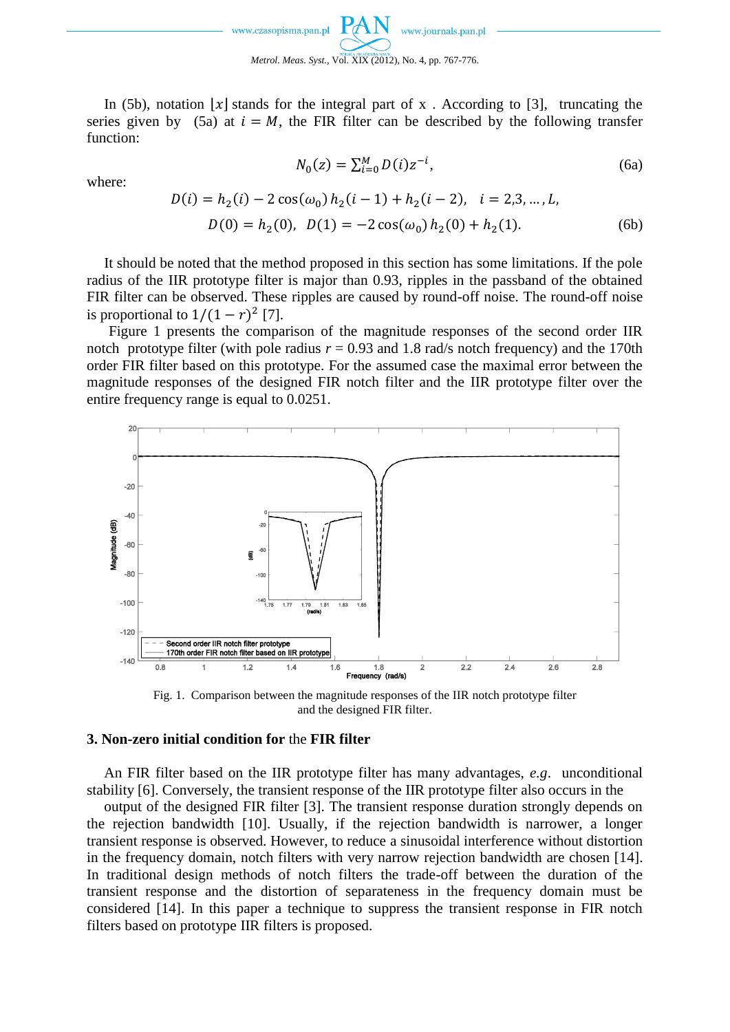In (5b), notation $\lfloor x \rfloor$ stands for the integral part of x . According to [3], truncating the series given by (5a) at $i = M$, the FIR filter can be described by the following transfer function:

$$N_0(z) = \sum_{i=0}^{M} D(i) z^{-i}, \tag{6a}$$

where:

$$D(i) = h_2(i) - 2\cos(\omega_0)\, h_2(i-1) + h_2(i-2), \quad i = 2,3,\ldots,L,$$
$$D(0) = h_2(0), \;\; D(1) = -2\cos(\omega_0)\, h_2(0) + h_2(1). \tag{6b}$$

It should be noted that the method proposed in this section has some limitations. If the pole radius of the IIR prototype filter is major than 0.93, ripples in the passband of the obtained FIR filter can be observed. These ripples are caused by round-off noise. The round-off noise is proportional to $1/(1-r)^2$ [7].

Figure 1 presents the comparison of the magnitude responses of the second order IIR notch prototype filter (with pole radius $r$ = 0.93 and 1.8 rad/s notch frequency) and the 170th order FIR filter based on this prototype. For the assumed case the maximal error between the magnitude responses of the designed FIR notch filter and the IIR prototype filter over the entire frequency range is equal to 0.0251.

Fig. 1. Comparison between the magnitude responses of the IIR notch prototype filter and the designed FIR filter.

## 3. Non-zero initial condition for the FIR filter

An FIR filter based on the IIR prototype filter has many advantages, *e.g.* unconditional stability [6]. Conversely, the transient response of the IIR prototype filter also occurs in the output of the designed FIR filter [3]. The transient response duration strongly depends on the rejection bandwidth [10]. Usually, if the rejection bandwidth is narrower, a longer transient response is observed. However, to reduce a sinusoidal interference without distortion in the frequency domain, notch filters with very narrow rejection bandwidth are chosen [14]. In traditional design methods of notch filters the trade-off between the duration of the transient response and the distortion of separateness in the frequency domain must be considered [14]. In this paper a technique to suppress the transient response in FIR notch filters based on prototype IIR filters is proposed.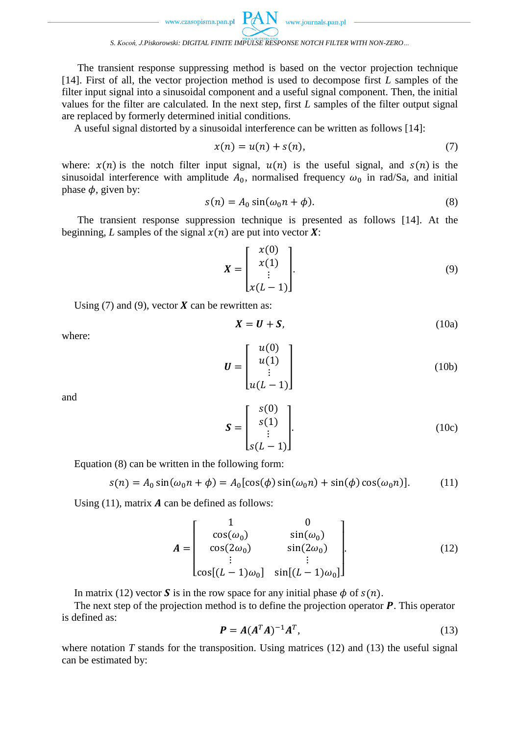The transient response suppressing method is based on the vector projection technique [14]. First of all, the vector projection method is used to decompose first $L$ samples of the filter input signal into a sinusoidal component and a useful signal component. Then, the initial values for the filter are calculated. In the next step, first $L$ samples of the filter output signal are replaced by formerly determined initial conditions.

A useful signal distorted by a sinusoidal interference can be written as follows [14]:

$$x(n) = u(n) + s(n), \tag{7}$$

where: $x(n)$ is the notch filter input signal, $u(n)$ is the useful signal, and $s(n)$ is the sinusoidal interference with amplitude $A_0$, normalised frequency $\omega_0$ in rad/Sa, and initial phase $\phi$, given by:

$$s(n) = A_0 \sin(\omega_0 n + \phi). \tag{8}$$

The transient response suppression technique is presented as follows [14]. At the beginning, $L$ samples of the signal $x(n)$ are put into vector $\boldsymbol{X}$:

$$\boldsymbol{X} = \begin{bmatrix} x(0) \\ x(1) \\ \vdots \\ x(L-1) \end{bmatrix}. \tag{9}$$

Using (7) and (9), vector $\boldsymbol{X}$ can be rewritten as:

$$\boldsymbol{X} = \boldsymbol{U} + \boldsymbol{S}, \tag{10a}$$

where:

$$\boldsymbol{U} = \begin{bmatrix} u(0) \\ u(1) \\ \vdots \\ u(L-1) \end{bmatrix} \tag{10b}$$

and

$$\boldsymbol{S} = \begin{bmatrix} s(0) \\ s(1) \\ \vdots \\ s(L-1) \end{bmatrix}. \tag{10c}$$

Equation (8) can be written in the following form:

$$s(n) = A_0 \sin(\omega_0 n + \phi) = A_0[\cos(\phi)\sin(\omega_0 n) + \sin(\phi)\cos(\omega_0 n)]. \tag{11}$$

Using (11), matrix $\boldsymbol{A}$ can be defined as follows:

$$\boldsymbol{A} = \begin{bmatrix} 1 & 0 \\ \cos(\omega_0) & \sin(\omega_0) \\ \cos(2\omega_0) & \sin(2\omega_0) \\ \vdots & \vdots \\ \cos[(L-1)\omega_0] & \sin[(L-1)\omega_0] \end{bmatrix}. \tag{12}$$

In matrix (12) vector $\boldsymbol{S}$ is in the row space for any initial phase $\phi$ of $s(n)$.

The next step of the projection method is to define the projection operator $\boldsymbol{P}$. This operator is defined as:

$$\boldsymbol{P} = \boldsymbol{A}(\boldsymbol{A}^T\boldsymbol{A})^{-1}\boldsymbol{A}^T, \tag{13}$$

where notation $T$ stands for the transposition. Using matrices (12) and (13) the useful signal can be estimated by: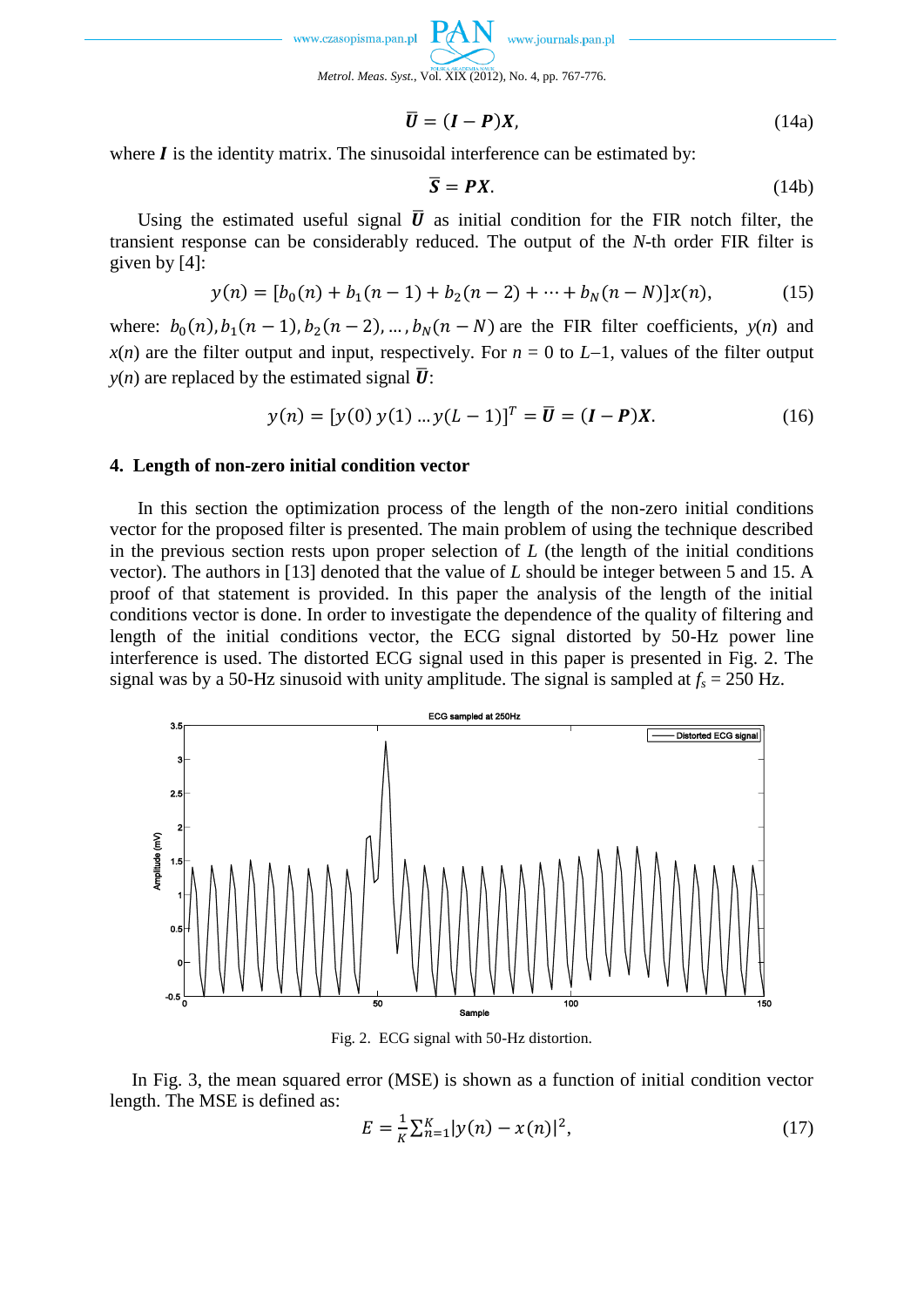$$\bar{\boldsymbol{U}} = (\boldsymbol{I} - \boldsymbol{P})\boldsymbol{X}, \tag{14a}$$

where $\boldsymbol{I}$ is the identity matrix. The sinusoidal interference can be estimated by:

$$\bar{\boldsymbol{S}} = \boldsymbol{P}\boldsymbol{X}. \tag{14b}$$

Using the estimated useful signal $\bar{\boldsymbol{U}}$ as initial condition for the FIR notch filter, the transient response can be considerably reduced. The output of the $N$-th order FIR filter is given by [4]:

$$y(n) = [b_0(n) + b_1(n-1) + b_2(n-2) + \cdots + b_N(n-N)]x(n), \tag{15}$$

where: $b_0(n), b_1(n-1), b_2(n-2), \ldots, b_N(n-N)$ are the FIR filter coefficients, $y(n)$ and $x(n)$ are the filter output and input, respectively. For $n = 0$ to $L-1$, values of the filter output $y(n)$ are replaced by the estimated signal $\bar{\boldsymbol{U}}$:

$$y(n) = [y(0)\, y(1) \ldots y(L-1)]^T = \bar{\boldsymbol{U}} = (\boldsymbol{I} - \boldsymbol{P})\boldsymbol{X}. \tag{16}$$

## 4. Length of non-zero initial condition vector

In this section the optimization process of the length of the non-zero initial conditions vector for the proposed filter is presented. The main problem of using the technique described in the previous section rests upon proper selection of $L$ (the length of the initial conditions vector). The authors in [13] denoted that the value of $L$ should be integer between 5 and 15. A proof of that statement is provided. In this paper the analysis of the length of the initial conditions vector is done. In order to investigate the dependence of the quality of filtering and length of the initial conditions vector, the ECG signal distorted by 50-Hz power line interference is used. The distorted ECG signal used in this paper is presented in Fig. 2. The signal was by a 50-Hz sinusoid with unity amplitude. The signal is sampled at $f_s$ = 250 Hz.

Fig. 2. ECG signal with 50-Hz distortion.

In Fig. 3, the mean squared error (MSE) is shown as a function of initial condition vector length. The MSE is defined as:

$$E = \frac{1}{K}\sum_{n=1}^{K}|y(n) - x(n)|^2, \tag{17}$$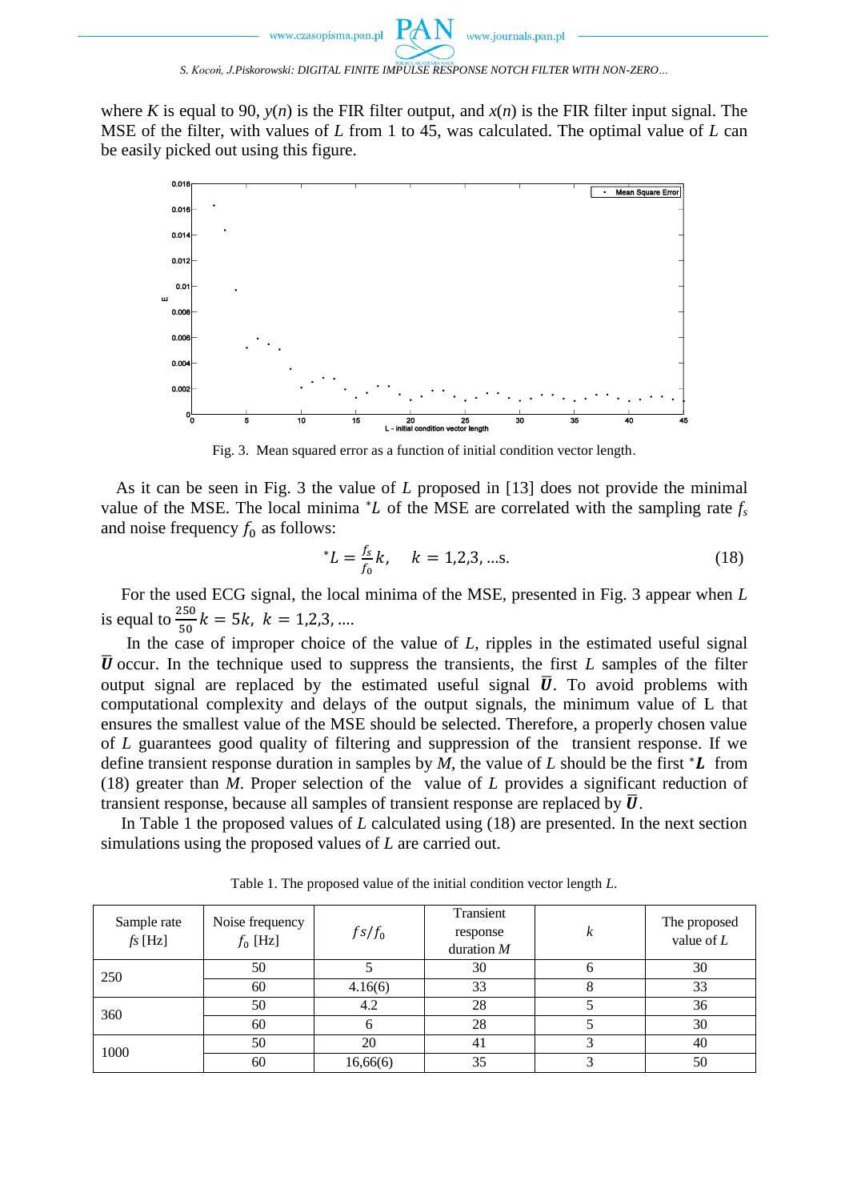where $K$ is equal to 90, $y(n)$ is the FIR filter output, and $x(n)$ is the FIR filter input signal. The MSE of the filter, with values of $L$ from 1 to 45, was calculated. The optimal value of $L$ can be easily picked out using this figure.

Fig. 3. Mean squared error as a function of initial condition vector length.

As it can be seen in Fig. 3 the value of $L$ proposed in [13] does not provide the minimal value of the MSE. The local minima $^*L$ of the MSE are correlated with the sampling rate $f_s$ and noise frequency $f_0$ as follows:

$$^*L = \frac{f_s}{f_0}k, \quad k = 1,2,3, \ldots \text{s}. \tag{18}$$

For the used ECG signal, the local minima of the MSE, presented in Fig. 3 appear when $L$ is equal to $\frac{250}{50}k = 5k, \; k = 1,2,3, \ldots$.

In the case of improper choice of the value of $L$, ripples in the estimated useful signal $\overline{\boldsymbol{U}}$ occur. In the technique used to suppress the transients, the first $L$ samples of the filter output signal are replaced by the estimated useful signal $\overline{\boldsymbol{U}}$. To avoid problems with computational complexity and delays of the output signals, the minimum value of L that ensures the smallest value of the MSE should be selected. Therefore, a properly chosen value of $L$ guarantees good quality of filtering and suppression of the transient response. If we define transient response duration in samples by $M$, the value of $L$ should be the first $^*\boldsymbol{L}$ from (18) greater than $M$. Proper selection of the value of $L$ provides a significant reduction of transient response, because all samples of transient response are replaced by $\overline{\boldsymbol{U}}$.

In Table 1 the proposed values of $L$ calculated using (18) are presented. In the next section simulations using the proposed values of $L$ are carried out.

Table 1. The proposed value of the initial condition vector length $L$.

| Sample rate $fs$ [Hz] | Noise frequency $f_0$ [Hz] | $fs/f_0$ | Transient response duration $M$ | $k$ | The proposed value of $L$ |
|---|---|---|---|---|---|
| 250 | 50 | 5 | 30 | 6 | 30 |
| | 60 | 4.16(6) | 33 | 8 | 33 |
| 360 | 50 | 4.2 | 28 | 5 | 36 |
| | 60 | 6 | 28 | 5 | 30 |
| 1000 | 50 | 20 | 41 | 3 | 40 |
| | 60 | 16,66(6) | 35 | 3 | 50 |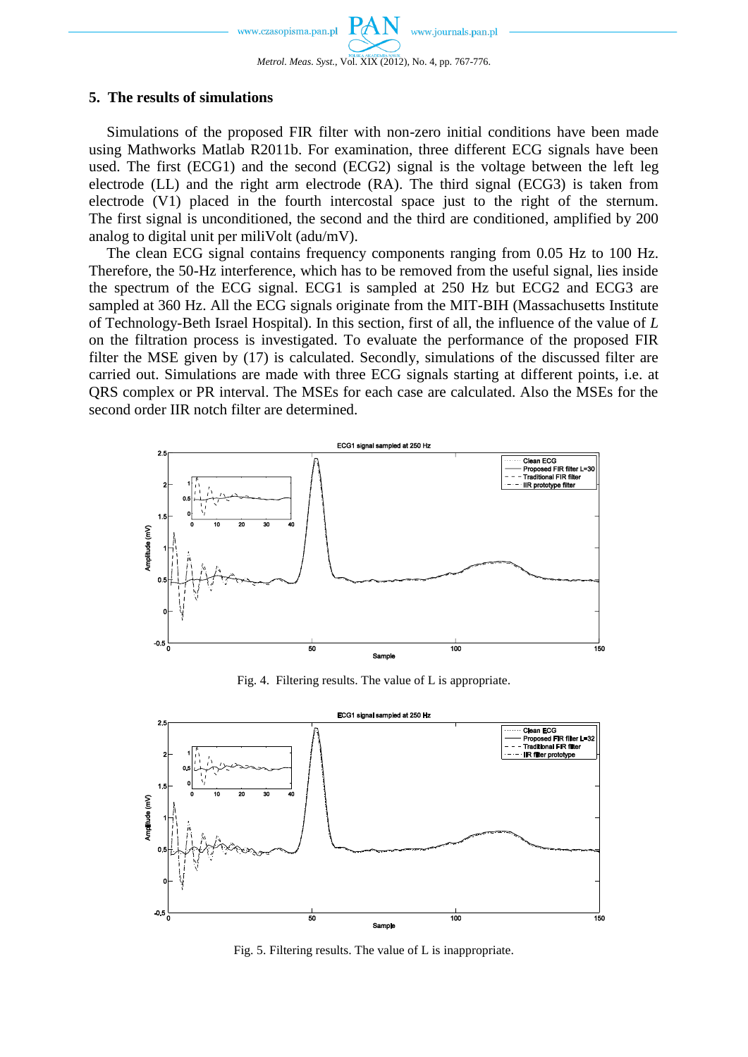## 5. The results of simulations

Simulations of the proposed FIR filter with non-zero initial conditions have been made using Mathworks Matlab R2011b. For examination, three different ECG signals have been used. The first (ECG1) and the second (ECG2) signal is the voltage between the left leg electrode (LL) and the right arm electrode (RA). The third signal (ECG3) is taken from electrode (V1) placed in the fourth intercostal space just to the right of the sternum. The first signal is unconditioned, the second and the third are conditioned, amplified by 200 analog to digital unit per miliVolt (adu/mV).

The clean ECG signal contains frequency components ranging from 0.05 Hz to 100 Hz. Therefore, the 50-Hz interference, which has to be removed from the useful signal, lies inside the spectrum of the ECG signal. ECG1 is sampled at 250 Hz but ECG2 and ECG3 are sampled at 360 Hz. All the ECG signals originate from the MIT-BIH (Massachusetts Institute of Technology-Beth Israel Hospital). In this section, first of all, the influence of the value of $L$ on the filtration process is investigated. To evaluate the performance of the proposed FIR filter the MSE given by (17) is calculated. Secondly, simulations of the discussed filter are carried out. Simulations are made with three ECG signals starting at different points, i.e. at QRS complex or PR interval. The MSEs for each case are calculated. Also the MSEs for the second order IIR notch filter are determined.

Fig. 4. Filtering results. The value of L is appropriate.

Fig. 5. Filtering results. The value of L is inappropriate.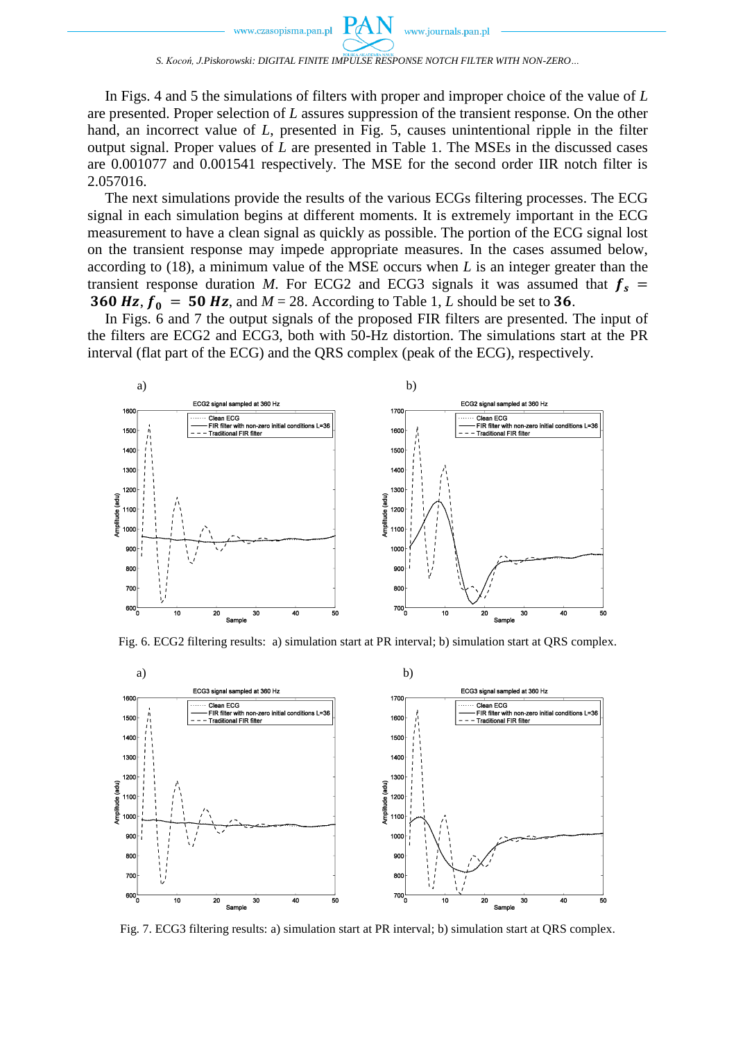In Figs. 4 and 5 the simulations of filters with proper and improper choice of the value of $L$ are presented. Proper selection of $L$ assures suppression of the transient response. On the other hand, an incorrect value of $L$, presented in Fig. 5, causes unintentional ripple in the filter output signal. Proper values of $L$ are presented in Table 1. The MSEs in the discussed cases are 0.001077 and 0.001541 respectively. The MSE for the second order IIR notch filter is 2.057016.

The next simulations provide the results of the various ECGs filtering processes. The ECG signal in each simulation begins at different moments. It is extremely important in the ECG measurement to have a clean signal as quickly as possible. The portion of the ECG signal lost on the transient response may impede appropriate measures. In the cases assumed below, according to (18), a minimum value of the MSE occurs when $L$ is an integer greater than the transient response duration $M$. For ECG2 and ECG3 signals it was assumed that $f_s = 360\ Hz$, $f_0 = 50\ Hz$, and $M = 28$. According to Table 1, $L$ should be set to $36$.

In Figs. 6 and 7 the output signals of the proposed FIR filters are presented. The input of the filters are ECG2 and ECG3, both with 50-Hz distortion. The simulations start at the PR interval (flat part of the ECG) and the QRS complex (peak of the ECG), respectively.

Fig. 6. ECG2 filtering results: a) simulation start at PR interval; b) simulation start at QRS complex.

Fig. 7. ECG3 filtering results: a) simulation start at PR interval; b) simulation start at QRS complex.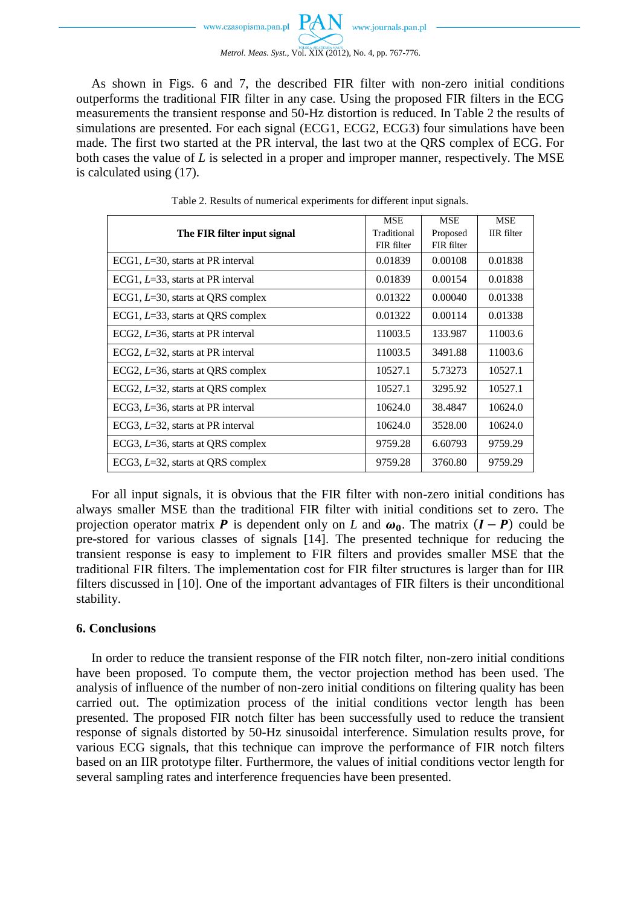As shown in Figs. 6 and 7, the described FIR filter with non-zero initial conditions outperforms the traditional FIR filter in any case. Using the proposed FIR filters in the ECG measurements the transient response and 50-Hz distortion is reduced. In Table 2 the results of simulations are presented. For each signal (ECG1, ECG2, ECG3) four simulations have been made. The first two started at the PR interval, the last two at the QRS complex of ECG. For both cases the value of $L$ is selected in a proper and improper manner, respectively. The MSE is calculated using (17).

Table 2. Results of numerical experiments for different input signals.

| The FIR filter input signal | MSE Traditional FIR filter | MSE Proposed FIR filter | MSE IIR filter |
|---|---|---|---|
| ECG1, $L$=30, starts at PR interval | 0.01839 | 0.00108 | 0.01838 |
| ECG1, $L$=33, starts at PR interval | 0.01839 | 0.00154 | 0.01838 |
| ECG1, $L$=30, starts at QRS complex | 0.01322 | 0.00040 | 0.01338 |
| ECG1, $L$=33, starts at QRS complex | 0.01322 | 0.00114 | 0.01338 |
| ECG2, $L$=36, starts at PR interval | 11003.5 | 133.987 | 11003.6 |
| ECG2, $L$=32, starts at PR interval | 11003.5 | 3491.88 | 11003.6 |
| ECG2, $L$=36, starts at QRS complex | 10527.1 | 5.73273 | 10527.1 |
| ECG2, $L$=32, starts at QRS complex | 10527.1 | 3295.92 | 10527.1 |
| ECG3, $L$=36, starts at PR interval | 10624.0 | 38.4847 | 10624.0 |
| ECG3, $L$=32, starts at PR interval | 10624.0 | 3528.00 | 10624.0 |
| ECG3, $L$=36, starts at QRS complex | 9759.28 | 6.60793 | 9759.29 |
| ECG3, $L$=32, starts at QRS complex | 9759.28 | 3760.80 | 9759.29 |

For all input signals, it is obvious that the FIR filter with non-zero initial conditions has always smaller MSE than the traditional FIR filter with initial conditions set to zero. The projection operator matrix $\boldsymbol{P}$ is dependent only on $L$ and $\boldsymbol{\omega_0}$. The matrix $(\boldsymbol{I} - \boldsymbol{P})$ could be pre-stored for various classes of signals [14]. The presented technique for reducing the transient response is easy to implement to FIR filters and provides smaller MSE that the traditional FIR filters. The implementation cost for FIR filter structures is larger than for IIR filters discussed in [10]. One of the important advantages of FIR filters is their unconditional stability.

## 6. Conclusions

In order to reduce the transient response of the FIR notch filter, non-zero initial conditions have been proposed. To compute them, the vector projection method has been used. The analysis of influence of the number of non-zero initial conditions on filtering quality has been carried out. The optimization process of the initial conditions vector length has been presented. The proposed FIR notch filter has been successfully used to reduce the transient response of signals distorted by 50-Hz sinusoidal interference. Simulation results prove, for various ECG signals, that this technique can improve the performance of FIR notch filters based on an IIR prototype filter. Furthermore, the values of initial conditions vector length for several sampling rates and interference frequencies have been presented.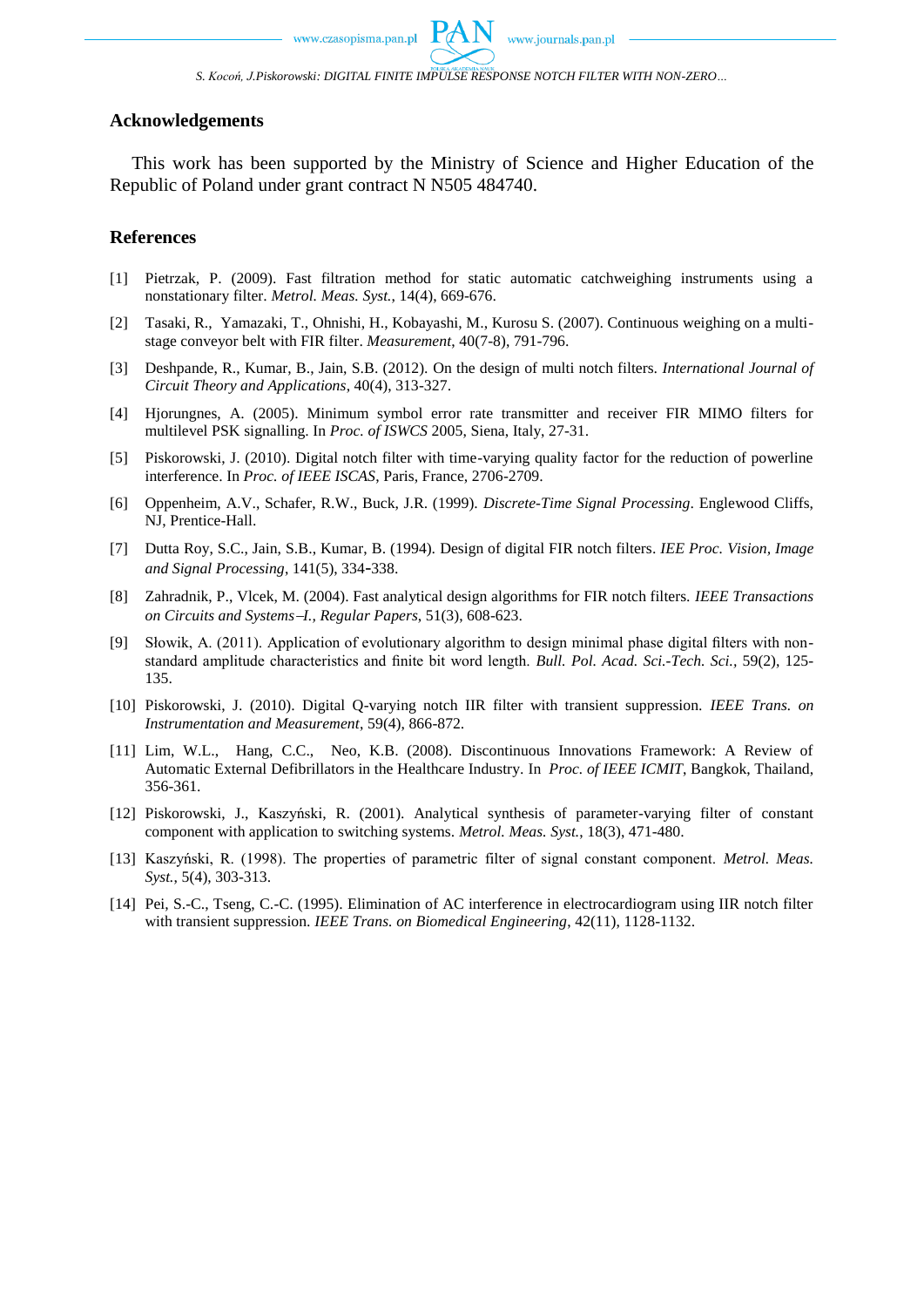## Acknowledgements

This work has been supported by the Ministry of Science and Higher Education of the Republic of Poland under grant contract N N505 484740.

## References

[1] Pietrzak, P. (2009). Fast filtration method for static automatic catchweighing instruments using a nonstationary filter. *Metrol. Meas. Syst.*, 14(4), 669-676.

[2] Tasaki, R., Yamazaki, T., Ohnishi, H., Kobayashi, M., Kurosu S. (2007). Continuous weighing on a multi-stage conveyor belt with FIR filter. *Measurement*, 40(7-8), 791-796.

[3] Deshpande, R., Kumar, B., Jain, S.B. (2012). On the design of multi notch filters. *International Journal of Circuit Theory and Applications*, 40(4), 313-327.

[4] Hjorungnes, A. (2005). Minimum symbol error rate transmitter and receiver FIR MIMO filters for multilevel PSK signalling. In *Proc. of ISWCS* 2005, Siena, Italy, 27-31.

[5] Piskorowski, J. (2010). Digital notch filter with time-varying quality factor for the reduction of powerline interference. In *Proc. of IEEE ISCAS*, Paris, France, 2706-2709.

[6] Oppenheim, A.V., Schafer, R.W., Buck, J.R. (1999). *Discrete-Time Signal Processing*. Englewood Cliffs, NJ, Prentice-Hall.

[7] Dutta Roy, S.C., Jain, S.B., Kumar, B. (1994). Design of digital FIR notch filters. *IEE Proc. Vision, Image and Signal Processing*, 141(5), 334-338.

[8] Zahradnik, P., Vlcek, M. (2004). Fast analytical design algorithms for FIR notch filters. *IEEE Transactions on Circuits and Systems–I., Regular Papers*, 51(3), 608-623.

[9] Słowik, A. (2011). Application of evolutionary algorithm to design minimal phase digital filters with non-standard amplitude characteristics and finite bit word length. *Bull. Pol. Acad. Sci.-Tech. Sci.*, 59(2), 125-135.

[10] Piskorowski, J. (2010). Digital Q-varying notch IIR filter with transient suppression. *IEEE Trans. on Instrumentation and Measurement*, 59(4), 866-872.

[11] Lim, W.L., Hang, C.C., Neo, K.B. (2008). Discontinuous Innovations Framework: A Review of Automatic External Defibrillators in the Healthcare Industry. In *Proc. of IEEE ICMIT*, Bangkok, Thailand, 356-361.

[12] Piskorowski, J., Kaszyński, R. (2001). Analytical synthesis of parameter-varying filter of constant component with application to switching systems. *Metrol. Meas. Syst.*, 18(3), 471-480.

[13] Kaszyński, R. (1998). The properties of parametric filter of signal constant component. *Metrol. Meas. Syst.*, 5(4), 303-313.

[14] Pei, S.-C., Tseng, C.-C. (1995). Elimination of AC interference in electrocardiogram using IIR notch filter with transient suppression. *IEEE Trans. on Biomedical Engineering*, 42(11), 1128-1132.